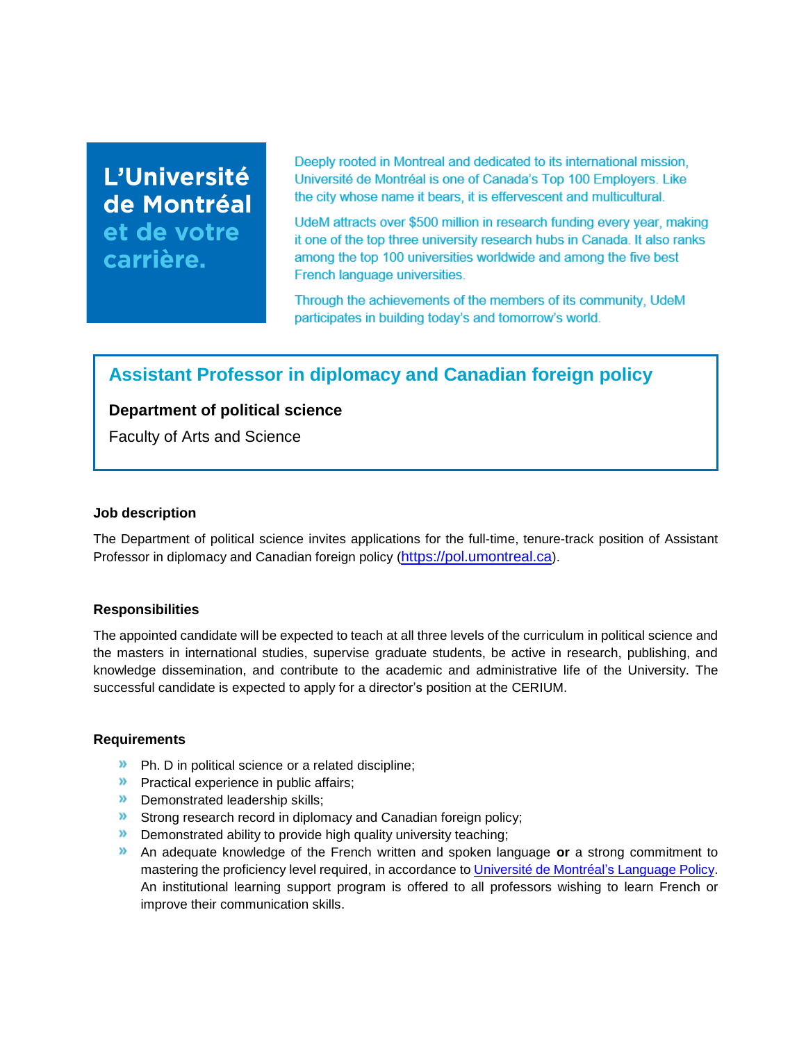**L'Université de Montréal et de votre carrière.**

Deeply rooted in Montreal and dedicated to its international mission, Université de Montréal is one of Canada's Top 100 Employers. Like the city whose name it bears, it is effervescent and multicultural.

UdeM attracts over $500 million in research funding every year, making it one of the top three university research hubs in Canada. It also ranks among the top 100 universities worldwide and among the five best French language universities.

Through the achievements of the members of its community, UdeM participates in building today's and tomorrow's world.

## Assistant Professor in diplomacy and Canadian foreign policy

**Department of political science**

Faculty of Arts and Science

### Job description

The Department of political science invites applications for the full-time, tenure-track position of Assistant Professor in diplomacy and Canadian foreign policy (https://pol.umontreal.ca).

### Responsibilities

The appointed candidate will be expected to teach at all three levels of the curriculum in political science and the masters in international studies, supervise graduate students, be active in research, publishing, and knowledge dissemination, and contribute to the academic and administrative life of the University. The successful candidate is expected to apply for a director's position at the CERIUM.

### Requirements

- Ph. D in political science or a related discipline;
- Practical experience in public affairs;
- Demonstrated leadership skills;
- Strong research record in diplomacy and Canadian foreign policy;
- Demonstrated ability to provide high quality university teaching;
- An adequate knowledge of the French written and spoken language **or** a strong commitment to mastering the proficiency level required, in accordance to Université de Montréal's Language Policy. An institutional learning support program is offered to all professors wishing to learn French or improve their communication skills.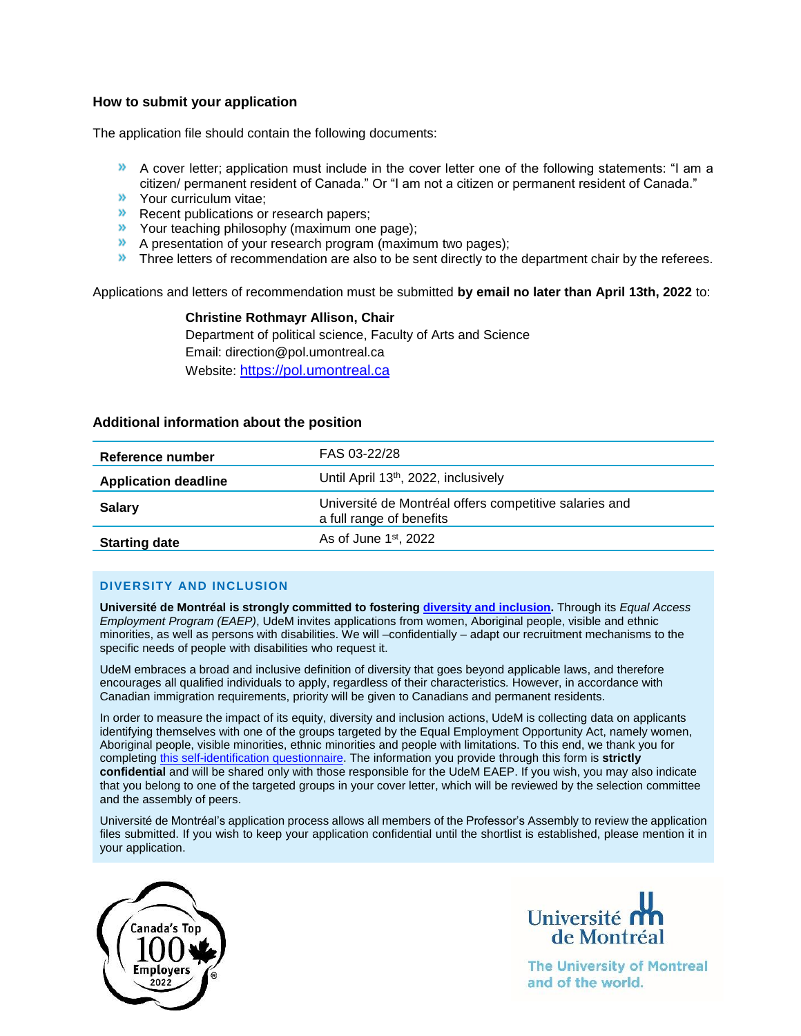### How to submit your application

The application file should contain the following documents:

- A cover letter; application must include in the cover letter one of the following statements: "I am a citizen/ permanent resident of Canada." Or "I am not a citizen or permanent resident of Canada."
- Your curriculum vitae;
- Recent publications or research papers;
- Your teaching philosophy (maximum one page);
- A presentation of your research program (maximum two pages);
- Three letters of recommendation are also to be sent directly to the department chair by the referees.

Applications and letters of recommendation must be submitted **by email no later than April 13th, 2022** to:

**Christine Rothmayr Allison, Chair**
Department of political science, Faculty of Arts and Science
Email: direction@pol.umontreal.ca
Website: https://pol.umontreal.ca

### Additional information about the position

| | |
|---|---|
| **Reference number** | FAS 03-22/28 |
| **Application deadline** | Until April 13th, 2022, inclusively |
| **Salary** | Université de Montréal offers competitive salaries and a full range of benefits |
| **Starting date** | As of June 1st, 2022 |

#### DIVERSITY AND INCLUSION

**Université de Montréal is strongly committed to fostering diversity and inclusion.** Through its *Equal Access Employment Program (EAEP)*, UdeM invites applications from women, Aboriginal people, visible and ethnic minorities, as well as persons with disabilities. We will –confidentially – adapt our recruitment mechanisms to the specific needs of people with disabilities who request it.

UdeM embraces a broad and inclusive definition of diversity that goes beyond applicable laws, and therefore encourages all qualified individuals to apply, regardless of their characteristics. However, in accordance with Canadian immigration requirements, priority will be given to Canadians and permanent residents.

In order to measure the impact of its equity, diversity and inclusion actions, UdeM is collecting data on applicants identifying themselves with one of the groups targeted by the Equal Employment Opportunity Act, namely women, Aboriginal people, visible minorities, ethnic minorities and people with limitations. To this end, we thank you for completing this self-identification questionnaire. The information you provide through this form is **strictly confidential** and will be shared only with those responsible for the UdeM EAEP. If you wish, you may also indicate that you belong to one of the targeted groups in your cover letter, which will be reviewed by the selection committee and the assembly of peers.

Université de Montréal's application process allows all members of the Professor's Assembly to review the application files submitted. If you wish to keep your application confidential until the shortlist is established, please mention it in your application.

Canada's Top 100 Employers 2022

Université de Montréal

The University of Montreal and of the world.